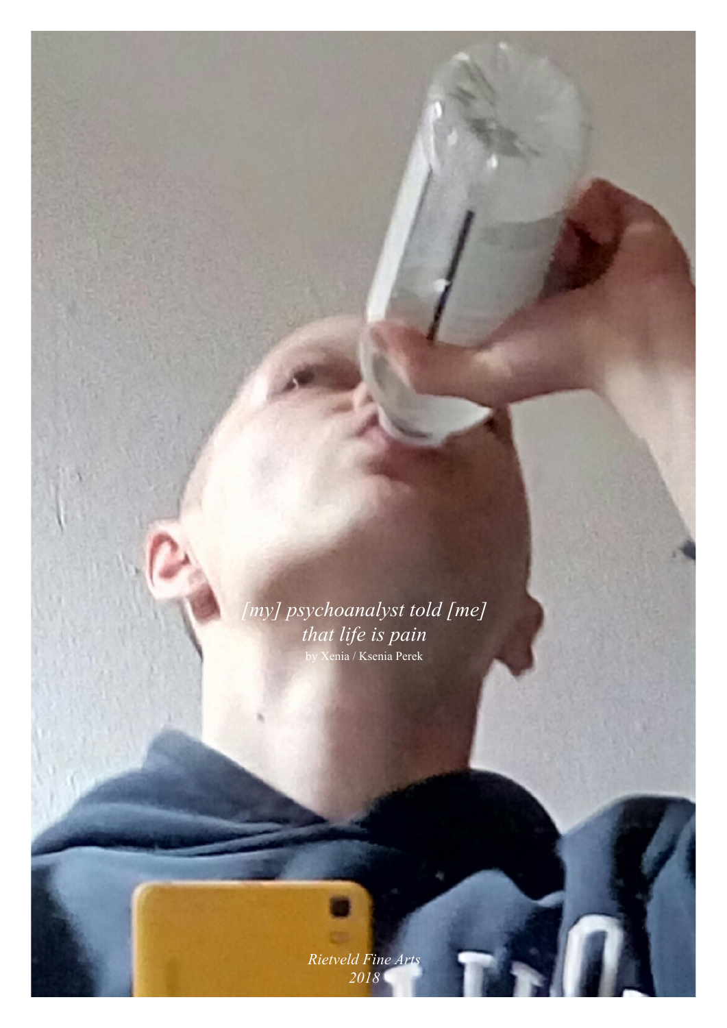*[my] psychoanalyst told [me] that life is pain*

by Xenia / Ksenia Perek

*Rietveld Fine Arts*
*2018*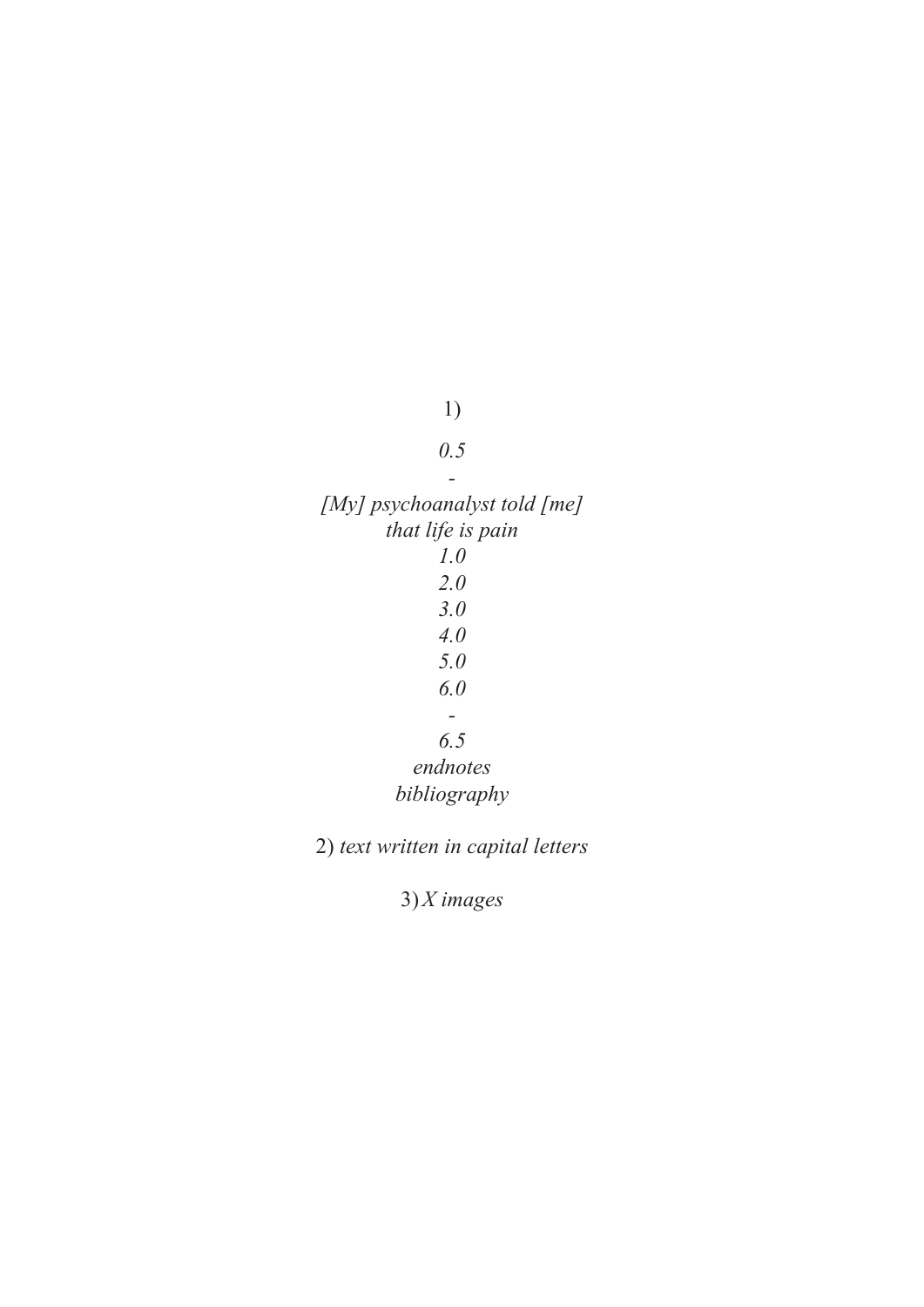1)

*0.5*

*-*

*[My] psychoanalyst told [me]*
*that life is pain*

*1.0*

*2.0*

*3.0*

*4.0*

*5.0*

*6.0*

*-*

*6.5*

*endnotes*

*bibliography*

2) *text written in capital letters*

3) *X images*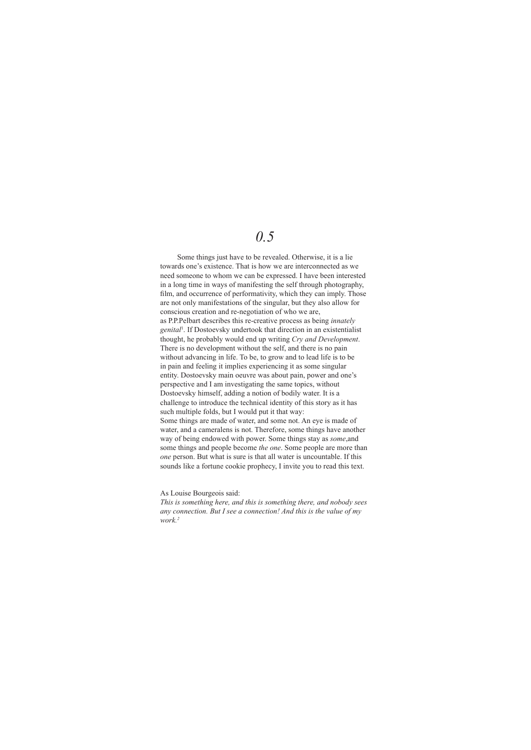# *0.5*

Some things just have to be revealed. Otherwise, it is a lie towards one's existence. That is how we are interconnected as we need someone to whom we can be expressed. I have been interested in a long time in ways of manifesting the self through photography, film, and occurrence of performativity, which they can imply. Those are not only manifestations of the singular, but they also allow for conscious creation and re-negotiation of who we are,
as P.P.Pelbart describes this re-creative process as being *innately genital*[1]. If Dostoevsky undertook that direction in an existentialist thought, he probably would end up writing *Cry and Development*. There is no development without the self, and there is no pain without advancing in life. To be, to grow and to lead life is to be in pain and feeling it implies experiencing it as some singular entity. Dostoevsky main oeuvre was about pain, power and one's perspective and I am investigating the same topics, without Dostoevsky himself, adding a notion of bodily water. It is a challenge to introduce the technical identity of this story as it has such multiple folds, but I would put it that way:
Some things are made of water, and some not. An eye is made of water, and a cameralens is not. Therefore, some things have another way of being endowed with power. Some things stay as *some*,and some things and people become *the one*. Some people are more than *one* person. But what is sure is that all water is uncountable. If this sounds like a fortune cookie prophecy, I invite you to read this text.

As Louise Bourgeois said:
*This is something here, and this is something there, and nobody sees any connection. But I see a connection! And this is the value of my work.*[2]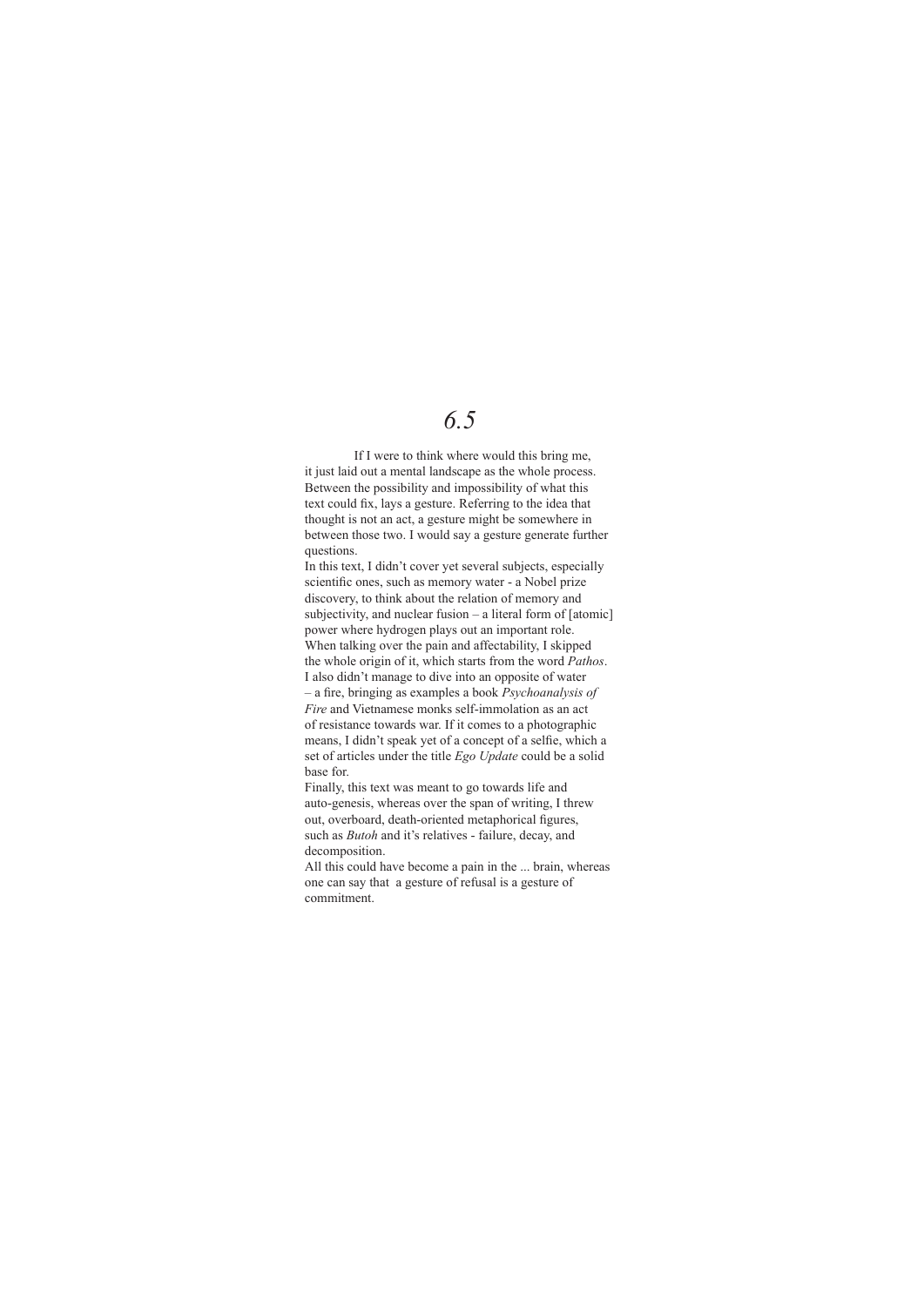# *6.5*

If I were to think where would this bring me, it just laid out a mental landscape as the whole process. Between the possibility and impossibility of what this text could fix, lays a gesture. Referring to the idea that thought is not an act, a gesture might be somewhere in between those two. I would say a gesture generate further questions.

In this text, I didn't cover yet several subjects, especially scientific ones, such as memory water - a Nobel prize discovery, to think about the relation of memory and subjectivity, and nuclear fusion – a literal form of [atomic] power where hydrogen plays out an important role. When talking over the pain and affectability, I skipped the whole origin of it, which starts from the word *Pathos*. I also didn't manage to dive into an opposite of water – a fire, bringing as examples a book *Psychoanalysis of Fire* and Vietnamese monks self-immolation as an act of resistance towards war. If it comes to a photographic means, I didn't speak yet of a concept of a selfie, which a set of articles under the title *Ego Update* could be a solid base for.

Finally, this text was meant to go towards life and auto-genesis, whereas over the span of writing, I threw out, overboard, death-oriented metaphorical figures, such as *Butoh* and it's relatives - failure, decay, and decomposition.

All this could have become a pain in the ... brain, whereas one can say that a gesture of refusal is a gesture of commitment.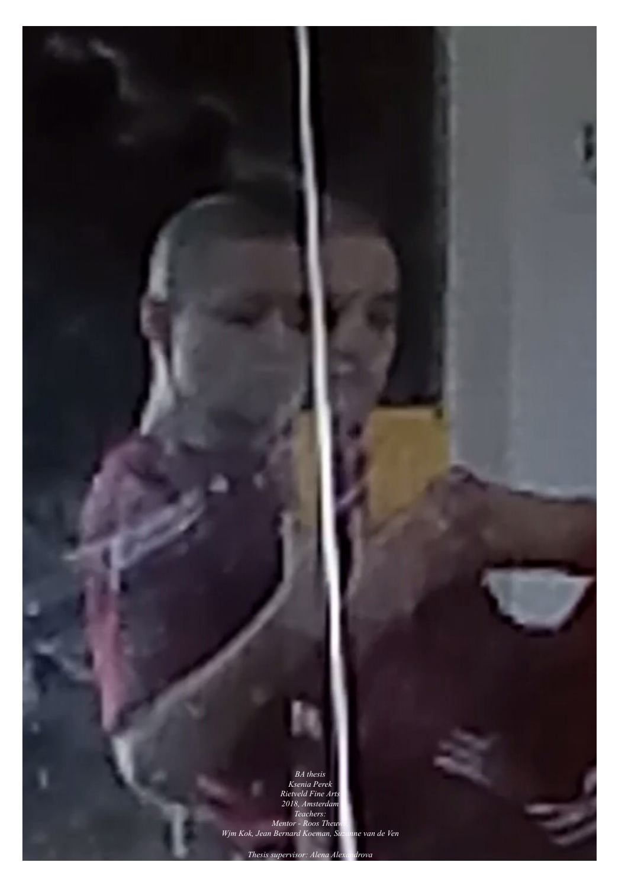*BA thesis*
*Ksenia Perek*
*Rietveld Fine Arts*
*2018, Amsterdam*
*Teachers:*
*Mentor - Roos Theuws*
*Wjm Kok, Jean Bernard Koeman, Suzanne van de Ven*

*Thesis supervisor: Alena Alexandrova*